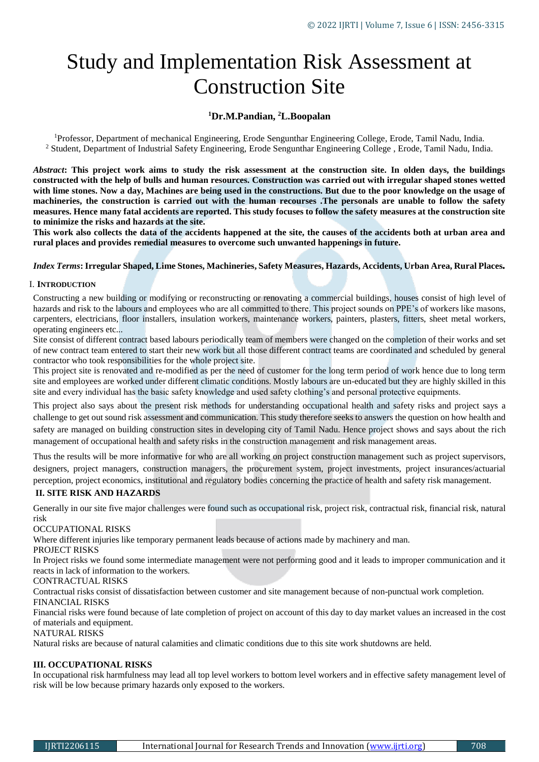# Study and Implementation Risk Assessment at Construction Site

**[1]Dr.M.Pandian, [2]L.Boopalan**

[1]Professor, Department of mechanical Engineering, Erode Sengunthar Engineering College, Erode, Tamil Nadu, India.
[2] Student, Department of Industrial Safety Engineering, Erode Sengunthar Engineering College , Erode, Tamil Nadu, India.

***Abstract*: This project work aims to study the risk assessment at the construction site. In olden days, the buildings constructed with the help of bulls and human resources. Construction was carried out with irregular shaped stones wetted with lime stones. Now a day, Machines are being used in the constructions. But due to the poor knowledge on the usage of machineries, the construction is carried out with the human recourses .The personals are unable to follow the safety measures. Hence many fatal accidents are reported. This study focuses to follow the safety measures at the construction site to minimize the risks and hazards at the site.**

**This work also collects the data of the accidents happened at the site, the causes of the accidents both at urban area and rural places and provides remedial measures to overcome such unwanted happenings in future.**

***Index Terms*: Irregular Shaped, Lime Stones, Machineries, Safety Measures, Hazards, Accidents, Urban Area, Rural Places.**

## I. INTRODUCTION

Constructing a new building or modifying or reconstructing or renovating a commercial buildings, houses consist of high level of hazards and risk to the labours and employees who are all committed to there. This project sounds on PPE's of workers like masons, carpenters, electricians, floor installers, insulation workers, maintenance workers, painters, plasters, fitters, sheet metal workers, operating engineers etc...

Site consist of different contract based labours periodically team of members were changed on the completion of their works and set of new contract team entered to start their new work but all those different contract teams are coordinated and scheduled by general contractor who took responsibilities for the whole project site.

This project site is renovated and re-modified as per the need of customer for the long term period of work hence due to long term site and employees are worked under different climatic conditions. Mostly labours are un-educated but they are highly skilled in this site and every individual has the basic safety knowledge and used safety clothing's and personal protective equipments.

This project also says about the present risk methods for understanding occupational health and safety risks and project says a challenge to get out sound risk assessment and communication. This study therefore seeks to answers the question on how health and safety are managed on building construction sites in developing city of Tamil Nadu. Hence project shows and says about the rich management of occupational health and safety risks in the construction management and risk management areas.

Thus the results will be more informative for who are all working on project construction management such as project supervisors, designers, project managers, construction managers, the procurement system, project investments, project insurances/actuarial perception, project economics, institutional and regulatory bodies concerning the practice of health and safety risk management.

## II. SITE RISK AND HAZARDS

Generally in our site five major challenges were found such as occupational risk, project risk, contractual risk, financial risk, natural risk

OCCUPATIONAL RISKS

Where different injuries like temporary permanent leads because of actions made by machinery and man.

PROJECT RISKS

In Project risks we found some intermediate management were not performing good and it leads to improper communication and it reacts in lack of information to the workers.

CONTRACTUAL RISKS

Contractual risks consist of dissatisfaction between customer and site management because of non-punctual work completion.

FINANCIAL RISKS

Financial risks were found because of late completion of project on account of this day to day market values an increased in the cost of materials and equipment.

NATURAL RISKS

Natural risks are because of natural calamities and climatic conditions due to this site work shutdowns are held.

## III. OCCUPATIONAL RISKS

In occupational risk harmfulness may lead all top level workers to bottom level workers and in effective safety management level of risk will be low because primary hazards only exposed to the workers.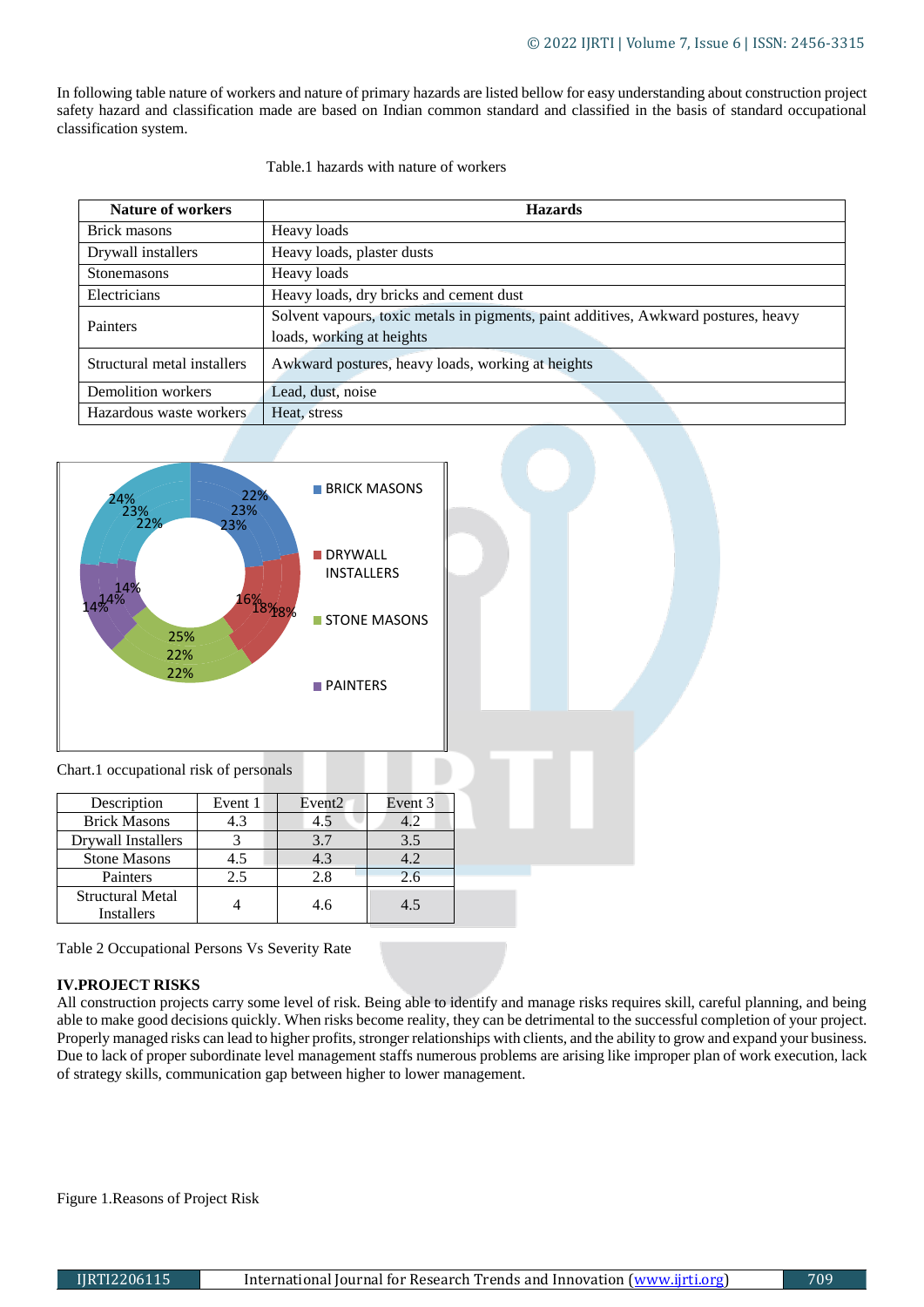In following table nature of workers and nature of primary hazards are listed bellow for easy understanding about construction project safety hazard and classification made are based on Indian common standard and classified in the basis of standard occupational classification system.

Table.1 hazards with nature of workers

| Nature of workers | Hazards |
|---|---|
| Brick masons | Heavy loads |
| Drywall installers | Heavy loads, plaster dusts |
| Stonemasons | Heavy loads |
| Electricians | Heavy loads, dry bricks and cement dust |
| Painters | Solvent vapours, toxic metals in pigments, paint additives, Awkward postures, heavy loads, working at heights |
| Structural metal installers | Awkward postures, heavy loads, working at heights |
| Demolition workers | Lead, dust, noise |
| Hazardous waste workers | Heat, stress |

Chart.1 occupational risk of personals

| Description | Event 1 | Event2 | Event 3 |
|---|---|---|---|
| Brick Masons | 4.3 | 4.5 | 4.2 |
| Drywall Installers | 3 | 3.7 | 3.5 |
| Stone Masons | 4.5 | 4.3 | 4.2 |
| Painters | 2.5 | 2.8 | 2.6 |
| Structural Metal Installers | 4 | 4.6 | 4.5 |

Table 2 Occupational Persons Vs Severity Rate

## IV.PROJECT RISKS

All construction projects carry some level of risk. Being able to identify and manage risks requires skill, careful planning, and being able to make good decisions quickly. When risks become reality, they can be detrimental to the successful completion of your project. Properly managed risks can lead to higher profits, stronger relationships with clients, and the ability to grow and expand your business. Due to lack of proper subordinate level management staffs numerous problems are arising like improper plan of work execution, lack of strategy skills, communication gap between higher to lower management.

Figure 1.Reasons of Project Risk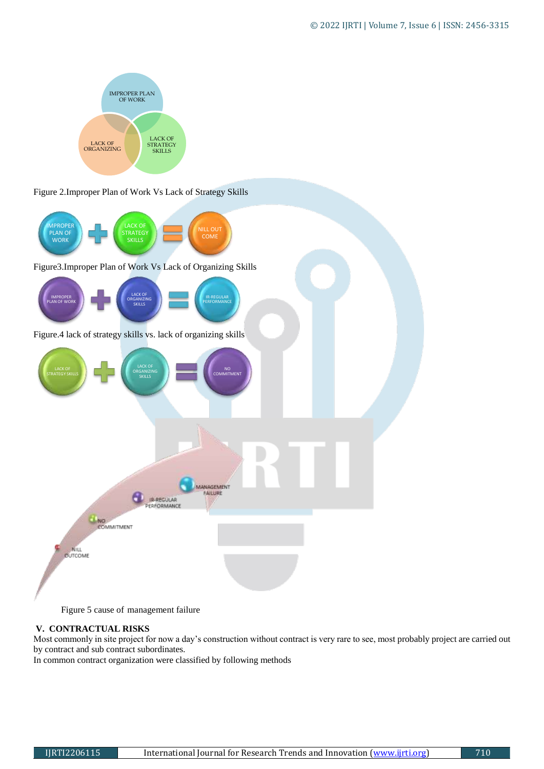Figure 2.Improper Plan of Work Vs Lack of Strategy Skills

Figure3.Improper Plan of Work Vs Lack of Organizing Skills

Figure.4 lack of strategy skills vs. lack of organizing skills

Figure 5 cause of management failure

## V. CONTRACTUAL RISKS

Most commonly in site project for now a day's construction without contract is very rare to see, most probably project are carried out by contract and sub contract subordinates.

In common contract organization were classified by following methods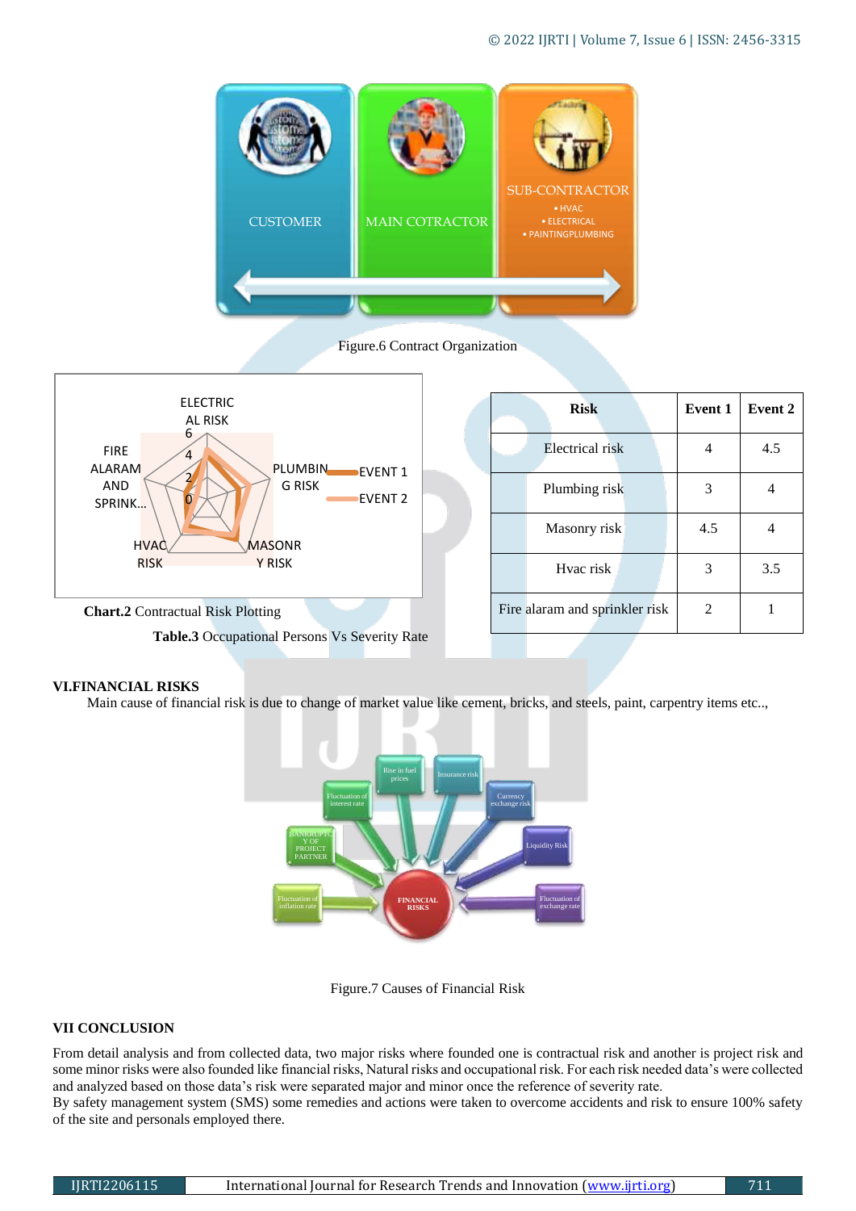Figure.6 Contract Organization

Chart.2 Contractual Risk Plotting

**Table.3** Occupational Persons Vs Severity Rate

| Risk | Event 1 | Event 2 |
|---|---|---|
| Electrical risk | 4 | 4.5 |
| Plumbing risk | 3 | 4 |
| Masonry risk | 4.5 | 4 |
| Hvac risk | 3 | 3.5 |
| Fire alaram and sprinkler risk | 2 | 1 |

## VI.FINANCIAL RISKS

Main cause of financial risk is due to change of market value like cement, bricks, and steels, paint, carpentry items etc..,

Figure.7 Causes of Financial Risk

## VII CONCLUSION

From detail analysis and from collected data, two major risks where founded one is contractual risk and another is project risk and some minor risks were also founded like financial risks, Natural risks and occupational risk. For each risk needed data's were collected and analyzed based on those data's risk were separated major and minor once the reference of severity rate.

By safety management system (SMS) some remedies and actions were taken to overcome accidents and risk to ensure 100% safety of the site and personals employed there.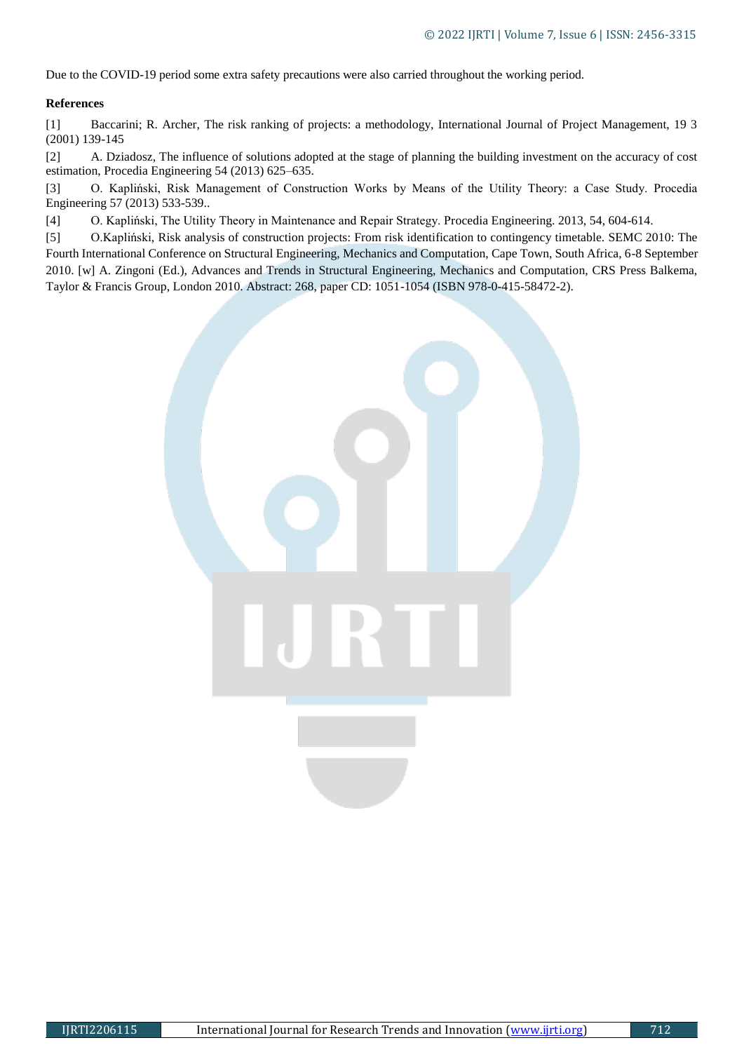Due to the COVID-19 period some extra safety precautions were also carried throughout the working period.

**References**

[1] Baccarini; R. Archer, The risk ranking of projects: a methodology, International Journal of Project Management, 19 3 (2001) 139-145

[2] A. Dziadosz, The influence of solutions adopted at the stage of planning the building investment on the accuracy of cost estimation, Procedia Engineering 54 (2013) 625–635.

[3] O. Kapliński, Risk Management of Construction Works by Means of the Utility Theory: a Case Study. Procedia Engineering 57 (2013) 533-539..

[4] O. Kapliński, The Utility Theory in Maintenance and Repair Strategy. Procedia Engineering. 2013, 54, 604-614.

[5] O.Kapliński, Risk analysis of construction projects: From risk identification to contingency timetable. SEMC 2010: The Fourth International Conference on Structural Engineering, Mechanics and Computation, Cape Town, South Africa, 6-8 September 2010. [w] A. Zingoni (Ed.), Advances and Trends in Structural Engineering, Mechanics and Computation, CRS Press Balkema, Taylor & Francis Group, London 2010. Abstract: 268, paper CD: 1051-1054 (ISBN 978-0-415-58472-2).